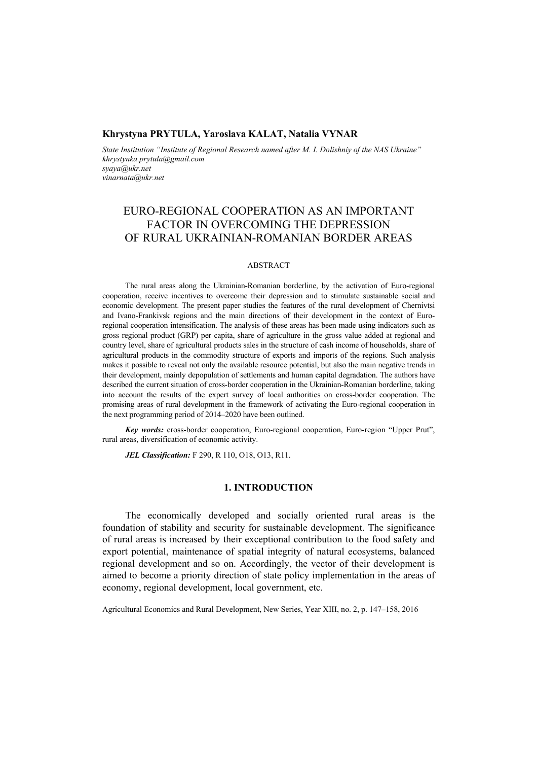**Khrystyna PRYTULA, Yaroslava KALAT, Natalia VYNAR**

*State Institution "Institute of Regional Research named after M. I. Dolishniy of the NAS Ukraine"*
*khrystynka.prytula@gmail.com*
*syaya@ukr.net*
*vinarnata@ukr.net*

# EURO-REGIONAL COOPERATION AS AN IMPORTANT FACTOR IN OVERCOMING THE DEPRESSION OF RURAL UKRAINIAN-ROMANIAN BORDER AREAS

### ABSTRACT

The rural areas along the Ukrainian-Romanian borderline, by the activation of Euro-regional cooperation, receive incentives to overcome their depression and to stimulate sustainable social and economic development. The present paper studies the features of the rural development of Chernivtsi and Ivano-Frankivsk regions and the main directions of their development in the context of Euro-regional cooperation intensification. The analysis of these areas has been made using indicators such as gross regional product (GRP) per capita, share of agriculture in the gross value added at regional and country level, share of agricultural products sales in the structure of cash income of households, share of agricultural products in the commodity structure of exports and imports of the regions. Such analysis makes it possible to reveal not only the available resource potential, but also the main negative trends in their development, mainly depopulation of settlements and human capital degradation. The authors have described the current situation of cross-border cooperation in the Ukrainian-Romanian borderline, taking into account the results of the expert survey of local authorities on cross-border cooperation. The promising areas of rural development in the framework of activating the Euro-regional cooperation in the next programming period of 2014–2020 have been outlined.

***Key words:*** cross-border cooperation, Euro-regional cooperation, Euro-region "Upper Prut", rural areas, diversification of economic activity.

***JEL Classification:*** F 290, R 110, O18, O13, R11.

## 1. INTRODUCTION

The economically developed and socially oriented rural areas is the foundation of stability and security for sustainable development. The significance of rural areas is increased by their exceptional contribution to the food safety and export potential, maintenance of spatial integrity of natural ecosystems, balanced regional development and so on. Accordingly, the vector of their development is aimed to become a priority direction of state policy implementation in the areas of economy, regional development, local government, etc.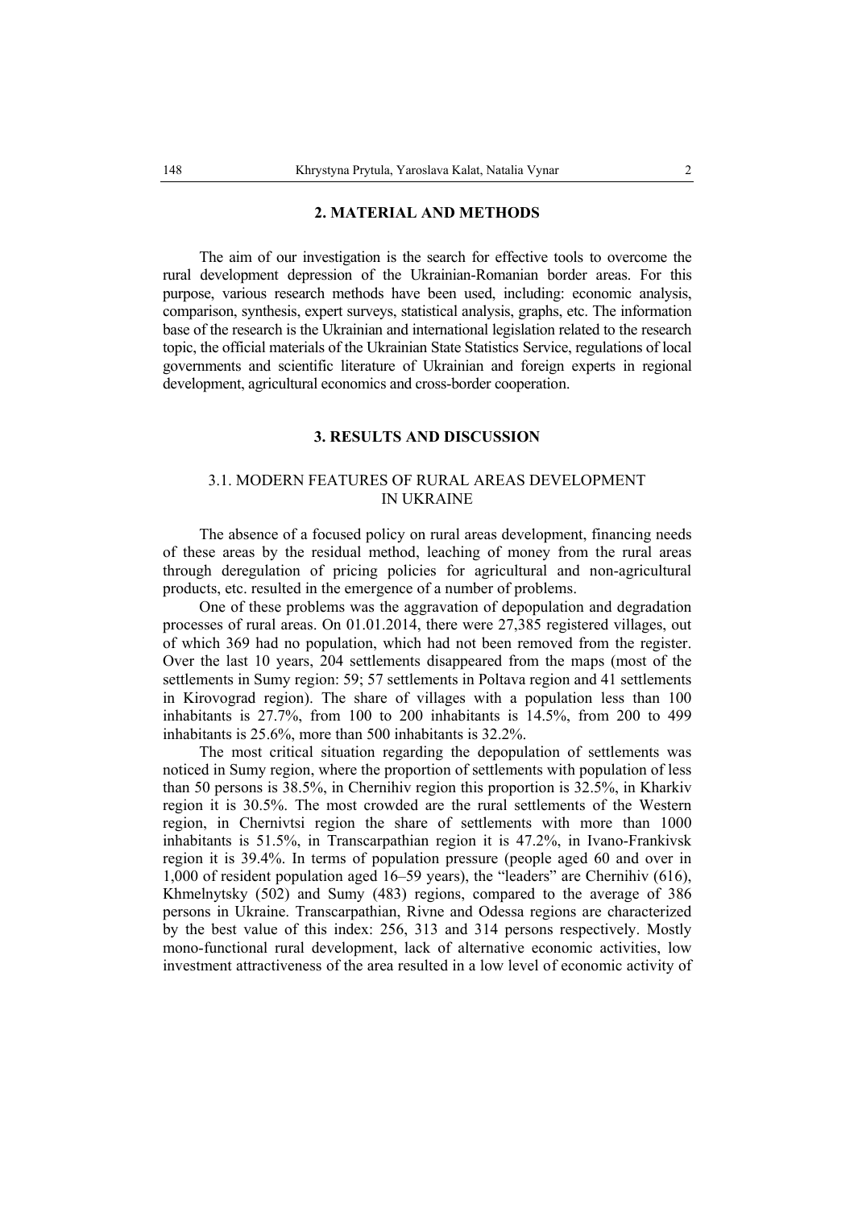## 2. MATERIAL AND METHODS

The aim of our investigation is the search for effective tools to overcome the rural development depression of the Ukrainian-Romanian border areas. For this purpose, various research methods have been used, including: economic analysis, comparison, synthesis, expert surveys, statistical analysis, graphs, etc. The information base of the research is the Ukrainian and international legislation related to the research topic, the official materials of the Ukrainian State Statistics Service, regulations of local governments and scientific literature of Ukrainian and foreign experts in regional development, agricultural economics and cross-border cooperation.

## 3. RESULTS AND DISCUSSION

### 3.1. MODERN FEATURES OF RURAL AREAS DEVELOPMENT IN UKRAINE

The absence of a focused policy on rural areas development, financing needs of these areas by the residual method, leaching of money from the rural areas through deregulation of pricing policies for agricultural and non-agricultural products, etc. resulted in the emergence of a number of problems.

One of these problems was the aggravation of depopulation and degradation processes of rural areas. On 01.01.2014, there were 27,385 registered villages, out of which 369 had no population, which had not been removed from the register. Over the last 10 years, 204 settlements disappeared from the maps (most of the settlements in Sumy region: 59; 57 settlements in Poltava region and 41 settlements in Kirovograd region). The share of villages with a population less than 100 inhabitants is 27.7%, from 100 to 200 inhabitants is 14.5%, from 200 to 499 inhabitants is 25.6%, more than 500 inhabitants is 32.2%.

The most critical situation regarding the depopulation of settlements was noticed in Sumy region, where the proportion of settlements with population of less than 50 persons is 38.5%, in Chernihiv region this proportion is 32.5%, in Kharkiv region it is 30.5%. The most crowded are the rural settlements of the Western region, in Chernivtsi region the share of settlements with more than 1000 inhabitants is 51.5%, in Transcarpathian region it is 47.2%, in Ivano-Frankivsk region it is 39.4%. In terms of population pressure (people aged 60 and over in 1,000 of resident population aged 16–59 years), the "leaders" are Chernihiv (616), Khmelnytsky (502) and Sumy (483) regions, compared to the average of 386 persons in Ukraine. Transcarpathian, Rivne and Odessa regions are characterized by the best value of this index: 256, 313 and 314 persons respectively. Mostly mono-functional rural development, lack of alternative economic activities, low investment attractiveness of the area resulted in a low level of economic activity of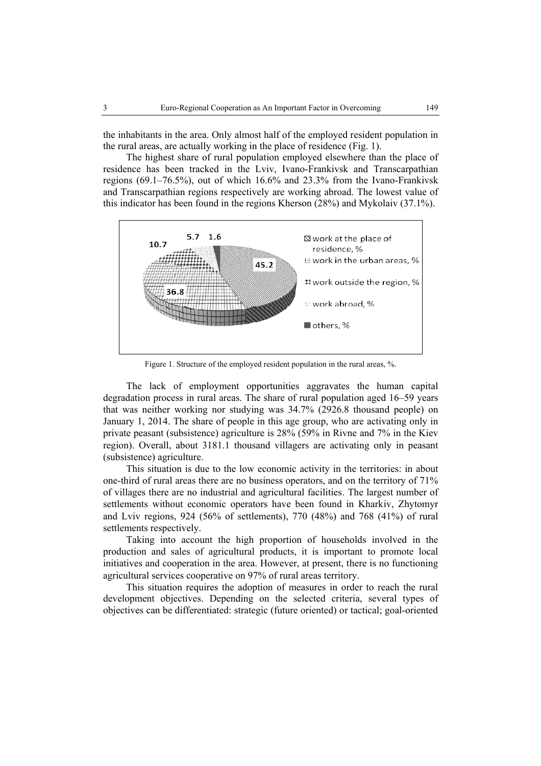the inhabitants in the area. Only almost half of the employed resident population in the rural areas, are actually working in the place of residence (Fig. 1).

The highest share of rural population employed elsewhere than the place of residence has been tracked in the Lviv, Ivano-Frankivsk and Transcarpathian regions (69.1–76.5%), out of which 16.6% and 23.3% from the Ivano-Frankivsk and Transcarpathian regions respectively are working abroad. The lowest value of this indicator has been found in the regions Kherson (28%) and Mykolaiv (37.1%).

Figure 1. Structure of the employed resident population in the rural areas, %.

The lack of employment opportunities aggravates the human capital degradation process in rural areas. The share of rural population aged 16–59 years that was neither working nor studying was 34.7% (2926.8 thousand people) on January 1, 2014. The share of people in this age group, who are activating only in private peasant (subsistence) agriculture is 28% (59% in Rivne and 7% in the Kiev region). Overall, about 3181.1 thousand villagers are activating only in peasant (subsistence) agriculture.

This situation is due to the low economic activity in the territories: in about one-third of rural areas there are no business operators, and on the territory of 71% of villages there are no industrial and agricultural facilities. The largest number of settlements without economic operators have been found in Kharkiv, Zhytomyr and Lviv regions, 924 (56% of settlements), 770 (48%) and 768 (41%) of rural settlements respectively.

Taking into account the high proportion of households involved in the production and sales of agricultural products, it is important to promote local initiatives and cooperation in the area. However, at present, there is no functioning agricultural services cooperative on 97% of rural areas territory.

This situation requires the adoption of measures in order to reach the rural development objectives. Depending on the selected criteria, several types of objectives can be differentiated: strategic (future oriented) or tactical; goal-oriented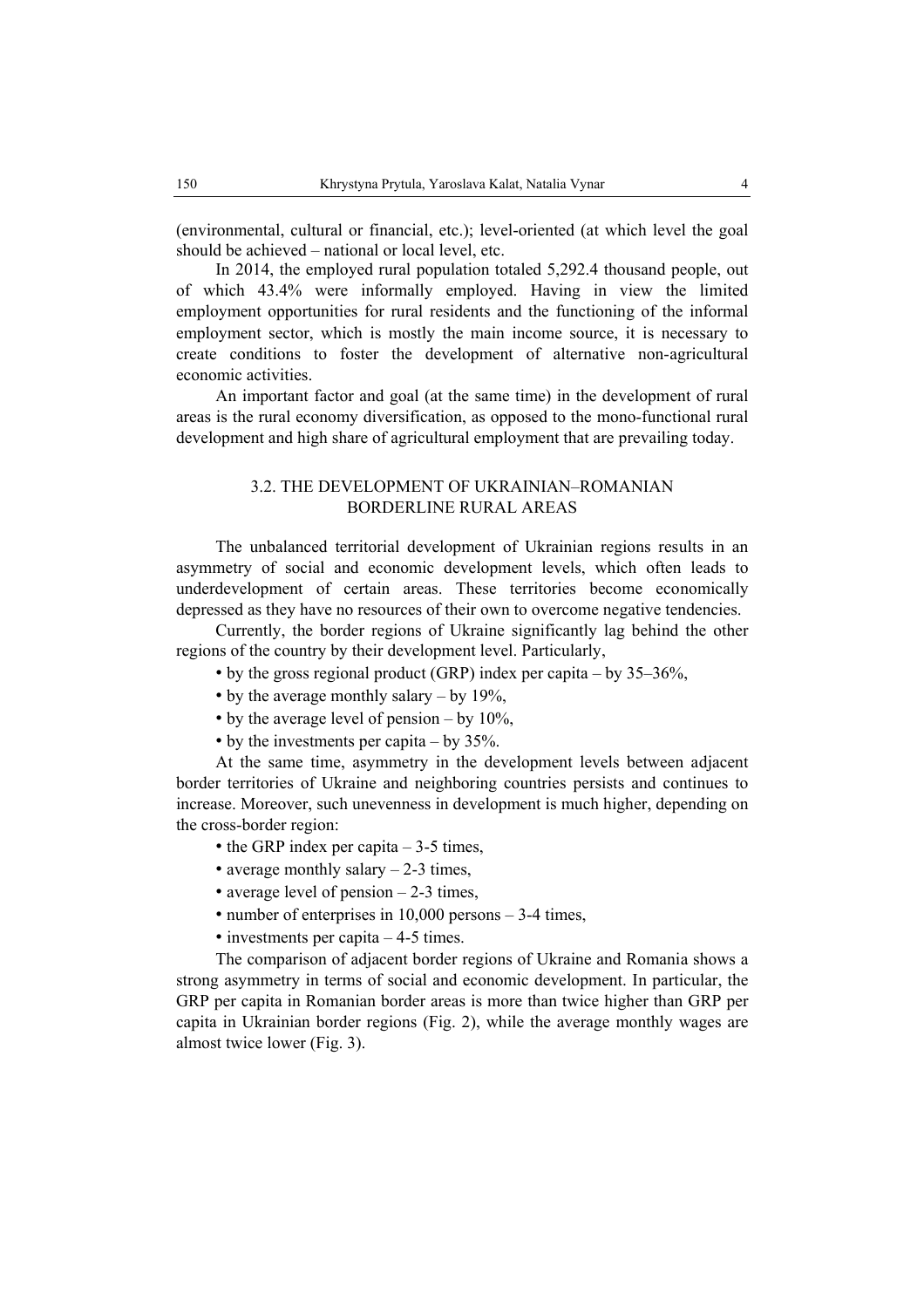(environmental, cultural or financial, etc.); level-oriented (at which level the goal should be achieved – national or local level, etc.

In 2014, the employed rural population totaled 5,292.4 thousand people, out of which 43.4% were informally employed. Having in view the limited employment opportunities for rural residents and the functioning of the informal employment sector, which is mostly the main income source, it is necessary to create conditions to foster the development of alternative non-agricultural economic activities.

An important factor and goal (at the same time) in the development of rural areas is the rural economy diversification, as opposed to the mono-functional rural development and high share of agricultural employment that are prevailing today.

### 3.2. THE DEVELOPMENT OF UKRAINIAN–ROMANIAN BORDERLINE RURAL AREAS

The unbalanced territorial development of Ukrainian regions results in an asymmetry of social and economic development levels, which often leads to underdevelopment of certain areas. These territories become economically depressed as they have no resources of their own to overcome negative tendencies.

Currently, the border regions of Ukraine significantly lag behind the other regions of the country by their development level. Particularly,

- by the gross regional product (GRP) index per capita – by 35–36%,
- by the average monthly salary – by 19%,
- by the average level of pension – by 10%,
- by the investments per capita – by 35%.

At the same time, asymmetry in the development levels between adjacent border territories of Ukraine and neighboring countries persists and continues to increase. Moreover, such unevenness in development is much higher, depending on the cross-border region:

- the GRP index per capita – 3-5 times,
- average monthly salary – 2-3 times,
- average level of pension – 2-3 times,
- number of enterprises in 10,000 persons – 3-4 times,
- investments per capita – 4-5 times.

The comparison of adjacent border regions of Ukraine and Romania shows a strong asymmetry in terms of social and economic development. In particular, the GRP per capita in Romanian border areas is more than twice higher than GRP per capita in Ukrainian border regions (Fig. 2), while the average monthly wages are almost twice lower (Fig. 3).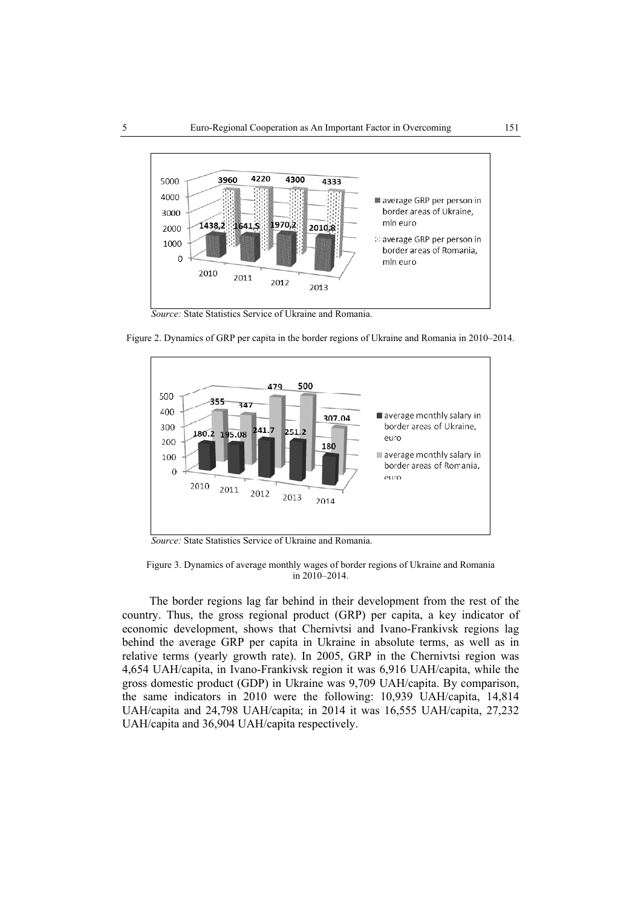*Source:* State Statistics Service of Ukraine and Romania.

Figure 2. Dynamics of GRP per capita in the border regions of Ukraine and Romania in 2010–2014.

*Source:* State Statistics Service of Ukraine and Romania.

Figure 3. Dynamics of average monthly wages of border regions of Ukraine and Romania in 2010–2014.

The border regions lag far behind in their development from the rest of the country. Thus, the gross regional product (GRP) per capita, a key indicator of economic development, shows that Chernivtsi and Ivano-Frankivsk regions lag behind the average GRP per capita in Ukraine in absolute terms, as well as in relative terms (yearly growth rate). In 2005, GRP in the Chernivtsi region was 4,654 UAH/capita, in Ivano-Frankivsk region it was 6,916 UAH/capita, while the gross domestic product (GDP) in Ukraine was 9,709 UAH/capita. By comparison, the same indicators in 2010 were the following: 10,939 UAH/capita, 14,814 UAH/capita and 24,798 UAH/capita; in 2014 it was 16,555 UAH/capita, 27,232 UAH/capita and 36,904 UAH/capita respectively.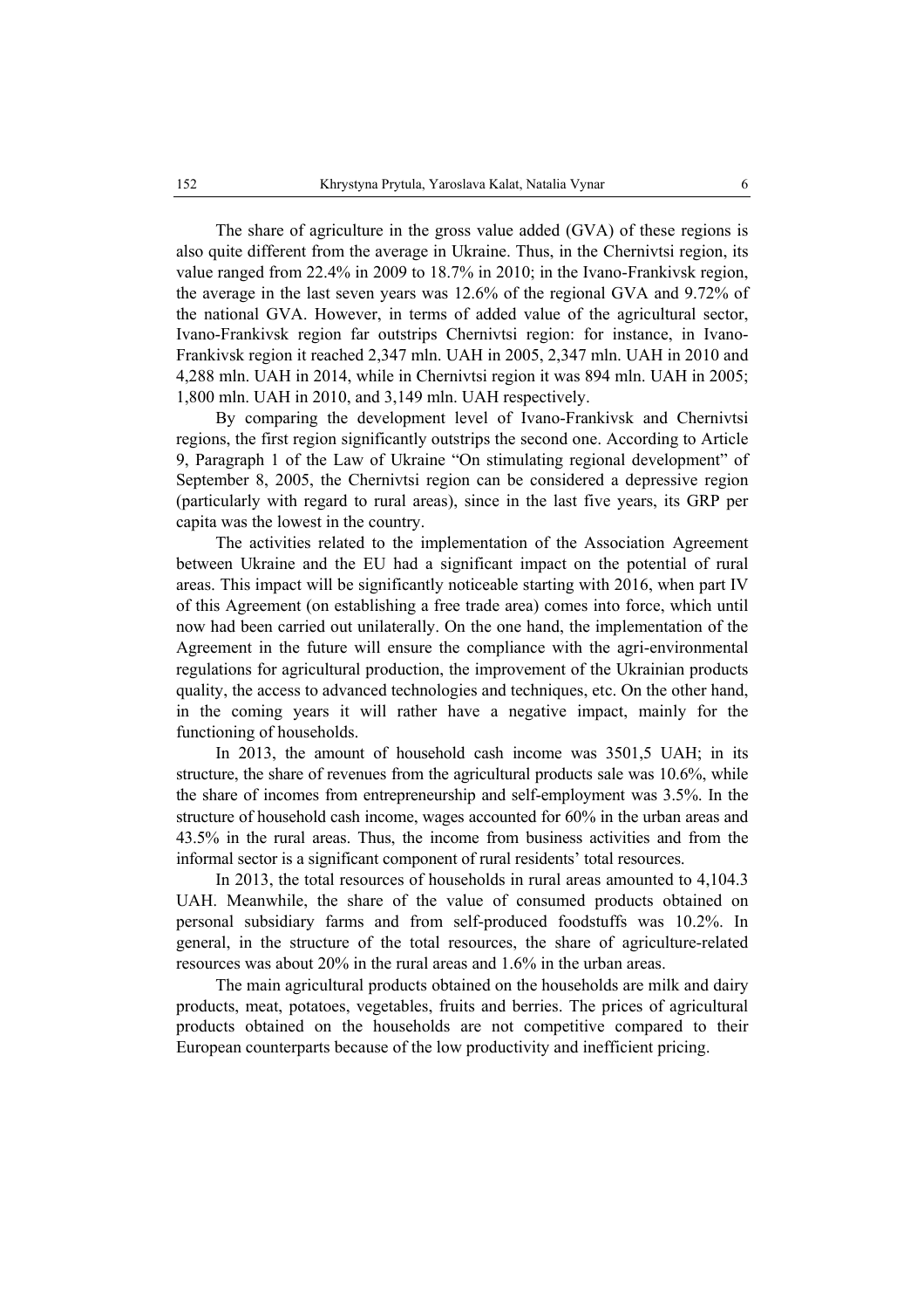The share of agriculture in the gross value added (GVA) of these regions is also quite different from the average in Ukraine. Thus, in the Chernivtsi region, its value ranged from 22.4% in 2009 to 18.7% in 2010; in the Ivano-Frankivsk region, the average in the last seven years was 12.6% of the regional GVA and 9.72% of the national GVA. However, in terms of added value of the agricultural sector, Ivano-Frankivsk region far outstrips Chernivtsi region: for instance, in Ivano-Frankivsk region it reached 2,347 mln. UAH in 2005, 2,347 mln. UAH in 2010 and 4,288 mln. UAH in 2014, while in Chernivtsi region it was 894 mln. UAH in 2005; 1,800 mln. UAH in 2010, and 3,149 mln. UAH respectively.

By comparing the development level of Ivano-Frankivsk and Chernivtsi regions, the first region significantly outstrips the second one. According to Article 9, Paragraph 1 of the Law of Ukraine "On stimulating regional development" of September 8, 2005, the Chernivtsi region can be considered a depressive region (particularly with regard to rural areas), since in the last five years, its GRP per capita was the lowest in the country.

The activities related to the implementation of the Association Agreement between Ukraine and the EU had a significant impact on the potential of rural areas. This impact will be significantly noticeable starting with 2016, when part IV of this Agreement (on establishing a free trade area) comes into force, which until now had been carried out unilaterally. On the one hand, the implementation of the Agreement in the future will ensure the compliance with the agri-environmental regulations for agricultural production, the improvement of the Ukrainian products quality, the access to advanced technologies and techniques, etc. On the other hand, in the coming years it will rather have a negative impact, mainly for the functioning of households.

In 2013, the amount of household cash income was 3501,5 UAH; in its structure, the share of revenues from the agricultural products sale was 10.6%, while the share of incomes from entrepreneurship and self-employment was 3.5%. In the structure of household cash income, wages accounted for 60% in the urban areas and 43.5% in the rural areas. Thus, the income from business activities and from the informal sector is a significant component of rural residents' total resources.

In 2013, the total resources of households in rural areas amounted to 4,104.3 UAH. Meanwhile, the share of the value of consumed products obtained on personal subsidiary farms and from self-produced foodstuffs was 10.2%. In general, in the structure of the total resources, the share of agriculture-related resources was about 20% in the rural areas and 1.6% in the urban areas.

The main agricultural products obtained on the households are milk and dairy products, meat, potatoes, vegetables, fruits and berries. The prices of agricultural products obtained on the households are not competitive compared to their European counterparts because of the low productivity and inefficient pricing.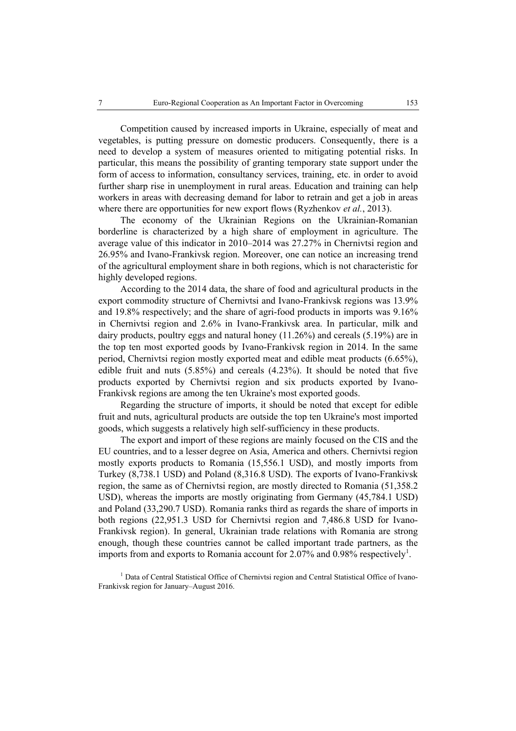Competition caused by increased imports in Ukraine, especially of meat and vegetables, is putting pressure on domestic producers. Consequently, there is a need to develop a system of measures oriented to mitigating potential risks. In particular, this means the possibility of granting temporary state support under the form of access to information, consultancy services, training, etc. in order to avoid further sharp rise in unemployment in rural areas. Education and training can help workers in areas with decreasing demand for labor to retrain and get a job in areas where there are opportunities for new export flows (Ryzhenkov *et al.*, 2013).

The economy of the Ukrainian Regions on the Ukrainian-Romanian borderline is characterized by a high share of employment in agriculture. The average value of this indicator in 2010–2014 was 27.27% in Chernivtsi region and 26.95% and Ivano-Frankivsk region. Moreover, one can notice an increasing trend of the agricultural employment share in both regions, which is not characteristic for highly developed regions.

According to the 2014 data, the share of food and agricultural products in the export commodity structure of Chernivtsi and Ivano-Frankivsk regions was 13.9% and 19.8% respectively; and the share of agri-food products in imports was 9.16% in Chernivtsi region and 2.6% in Ivano-Frankivsk area. In particular, milk and dairy products, poultry eggs and natural honey (11.26%) and cereals (5.19%) are in the top ten most exported goods by Ivano-Frankivsk region in 2014. In the same period, Chernivtsi region mostly exported meat and edible meat products (6.65%), edible fruit and nuts (5.85%) and cereals (4.23%). It should be noted that five products exported by Chernivtsi region and six products exported by Ivano-Frankivsk regions are among the ten Ukraine's most exported goods.

Regarding the structure of imports, it should be noted that except for edible fruit and nuts, agricultural products are outside the top ten Ukraine's most imported goods, which suggests a relatively high self-sufficiency in these products.

The export and import of these regions are mainly focused on the CIS and the EU countries, and to a lesser degree on Asia, America and others. Chernivtsi region mostly exports products to Romania (15,556.1 USD), and mostly imports from Turkey (8,738.1 USD) and Poland (8,316.8 USD). The exports of Ivano-Frankivsk region, the same as of Chernivtsi region, are mostly directed to Romania (51,358.2 USD), whereas the imports are mostly originating from Germany (45,784.1 USD) and Poland (33,290.7 USD). Romania ranks third as regards the share of imports in both regions (22,951.3 USD for Chernivtsi region and 7,486.8 USD for Ivano-Frankivsk region). In general, Ukrainian trade relations with Romania are strong enough, though these countries cannot be called important trade partners, as the imports from and exports to Romania account for 2.07% and 0.98% respectively[1].

[1] Data of Central Statistical Office of Chernivtsi region and Central Statistical Office of Ivano-Frankivsk region for January–August 2016.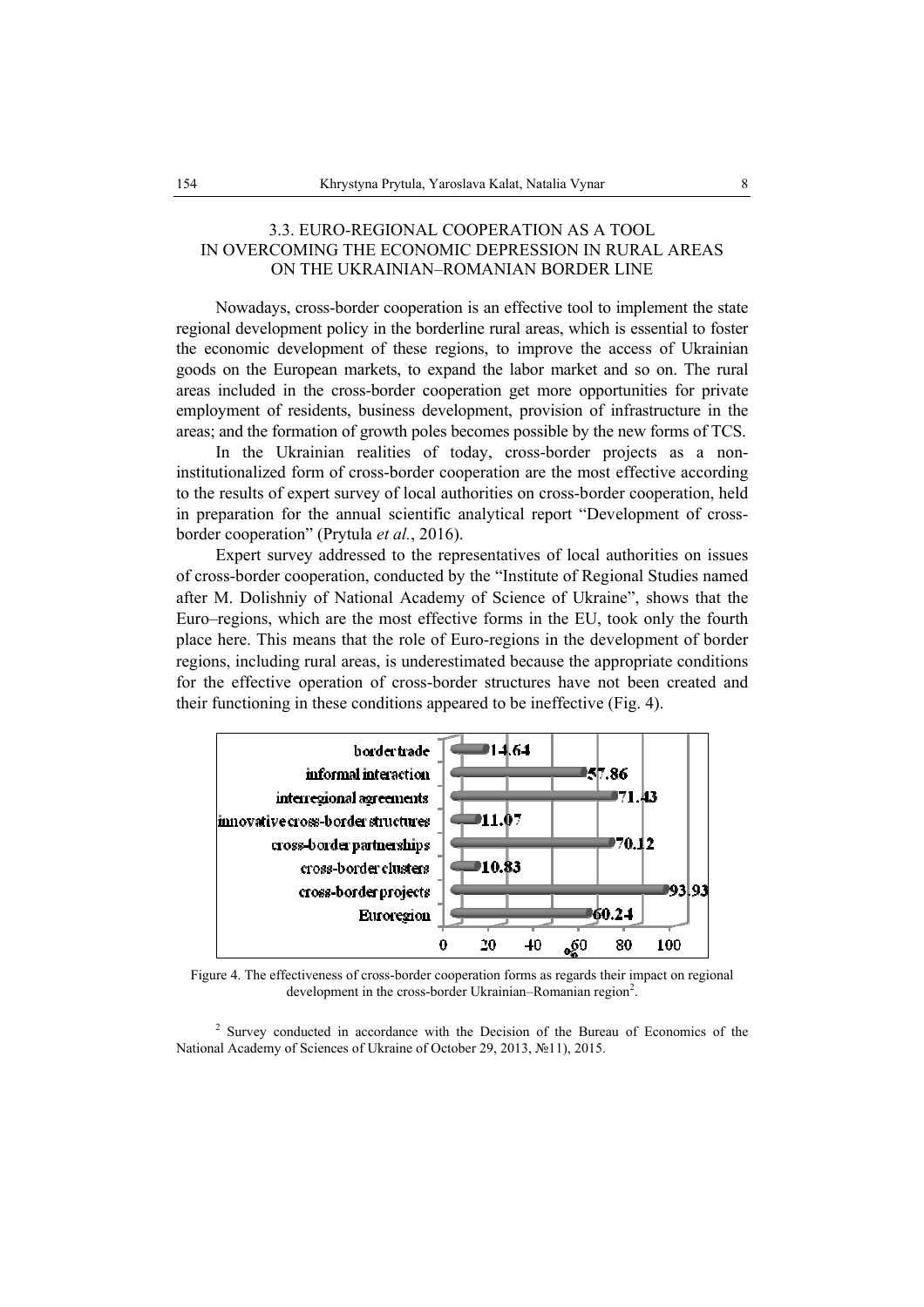### 3.3. EURO-REGIONAL COOPERATION AS A TOOL IN OVERCOMING THE ECONOMIC DEPRESSION IN RURAL AREAS ON THE UKRAINIAN–ROMANIAN BORDER LINE

Nowadays, cross-border cooperation is an effective tool to implement the state regional development policy in the borderline rural areas, which is essential to foster the economic development of these regions, to improve the access of Ukrainian goods on the European markets, to expand the labor market and so on. The rural areas included in the cross-border cooperation get more opportunities for private employment of residents, business development, provision of infrastructure in the areas; and the formation of growth poles becomes possible by the new forms of TCS.

In the Ukrainian realities of today, cross-border projects as a non-institutionalized form of cross-border cooperation are the most effective according to the results of expert survey of local authorities on cross-border cooperation, held in preparation for the annual scientific analytical report "Development of cross-border cooperation" (Prytula *et al.*, 2016).

Expert survey addressed to the representatives of local authorities on issues of cross-border cooperation, conducted by the "Institute of Regional Studies named after M. Dolishniy of National Academy of Science of Ukraine", shows that the Euro–regions, which are the most effective forms in the EU, took only the fourth place here. This means that the role of Euro-regions in the development of border regions, including rural areas, is underestimated because the appropriate conditions for the effective operation of cross-border structures have not been created and their functioning in these conditions appeared to be ineffective (Fig. 4).

| Form of cross-border cooperation | % |
|---|---|
| border trade | 14.64 |
| informal interaction | 57.86 |
| interregional agreements | 71.43 |
| innovative cross-border structures | 11.07 |
| cross-border partnerships | 70.12 |
| cross-border clusters | 10.83 |
| cross-border projects | 93.93 |
| Euroregion | 60.24 |

Figure 4. The effectiveness of cross-border cooperation forms as regards their impact on regional development in the cross-border Ukrainian–Romanian region[2].

[2] Survey conducted in accordance with the Decision of the Bureau of Economics of the National Academy of Sciences of Ukraine of October 29, 2013, №11), 2015.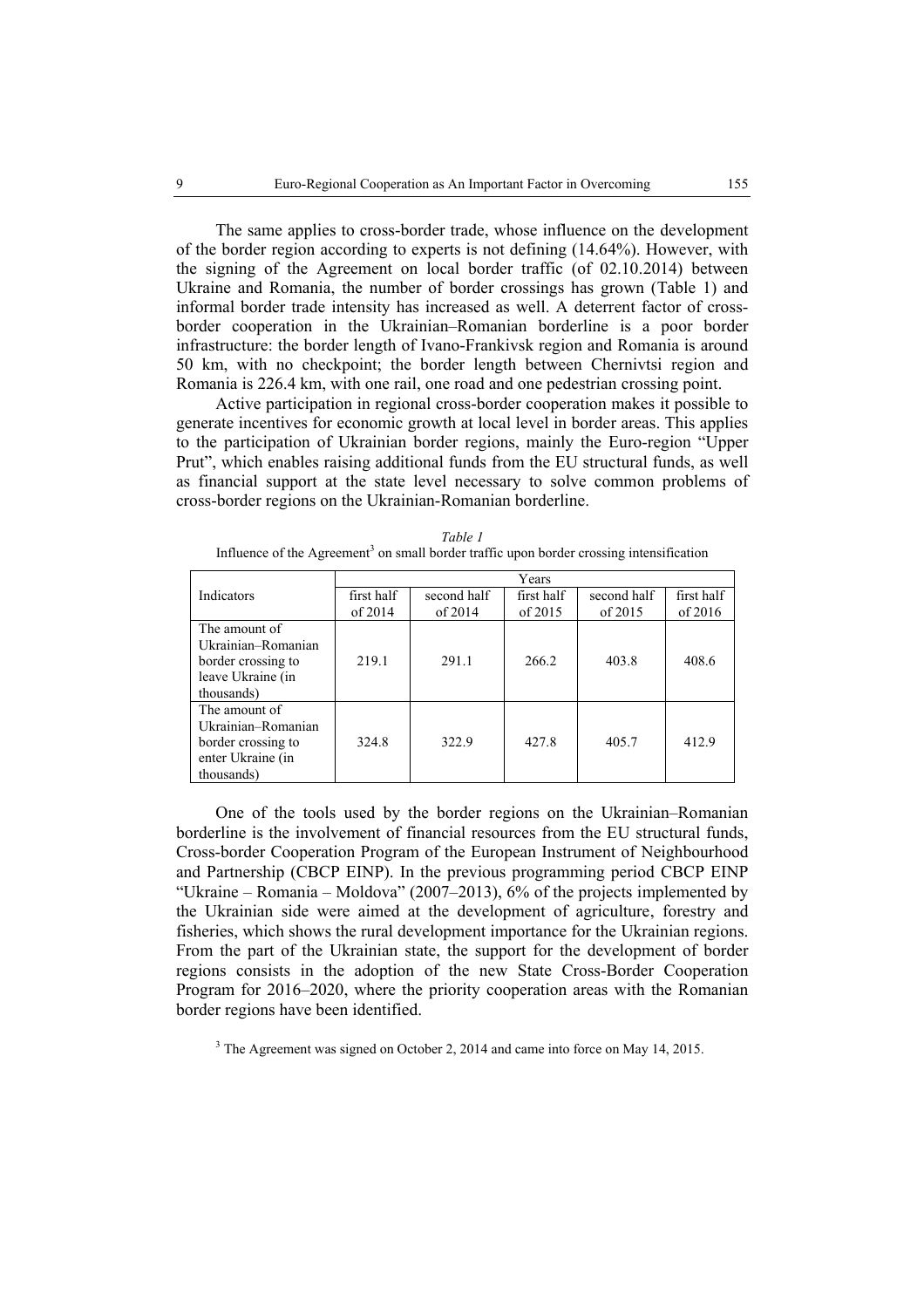The same applies to cross-border trade, whose influence on the development of the border region according to experts is not defining (14.64%). However, with the signing of the Agreement on local border traffic (of 02.10.2014) between Ukraine and Romania, the number of border crossings has grown (Table 1) and informal border trade intensity has increased as well. A deterrent factor of cross-border cooperation in the Ukrainian–Romanian borderline is a poor border infrastructure: the border length of Ivano-Frankivsk region and Romania is around 50 km, with no checkpoint; the border length between Chernivtsi region and Romania is 226.4 km, with one rail, one road and one pedestrian crossing point.

Active participation in regional cross-border cooperation makes it possible to generate incentives for economic growth at local level in border areas. This applies to the participation of Ukrainian border regions, mainly the Euro-region "Upper Prut", which enables raising additional funds from the EU structural funds, as well as financial support at the state level necessary to solve common problems of cross-border regions on the Ukrainian-Romanian borderline.

*Table 1*

Influence of the Agreement[3] on small border traffic upon border crossing intensification

| Indicators | Years | | | | |
|---|---|---|---|---|---|
| | first half of 2014 | second half of 2014 | first half of 2015 | second half of 2015 | first half of 2016 |
| The amount of Ukrainian–Romanian border crossing to leave Ukraine (in thousands) | 219.1 | 291.1 | 266.2 | 403.8 | 408.6 |
| The amount of Ukrainian–Romanian border crossing to enter Ukraine (in thousands) | 324.8 | 322.9 | 427.8 | 405.7 | 412.9 |

One of the tools used by the border regions on the Ukrainian–Romanian borderline is the involvement of financial resources from the EU structural funds, Cross-border Cooperation Program of the European Instrument of Neighbourhood and Partnership (CBCP EINP). In the previous programming period CBCP EINP "Ukraine – Romania – Moldova" (2007–2013), 6% of the projects implemented by the Ukrainian side were aimed at the development of agriculture, forestry and fisheries, which shows the rural development importance for the Ukrainian regions. From the part of the Ukrainian state, the support for the development of border regions consists in the adoption of the new State Cross-Border Cooperation Program for 2016–2020, where the priority cooperation areas with the Romanian border regions have been identified.

[3] The Agreement was signed on October 2, 2014 and came into force on May 14, 2015.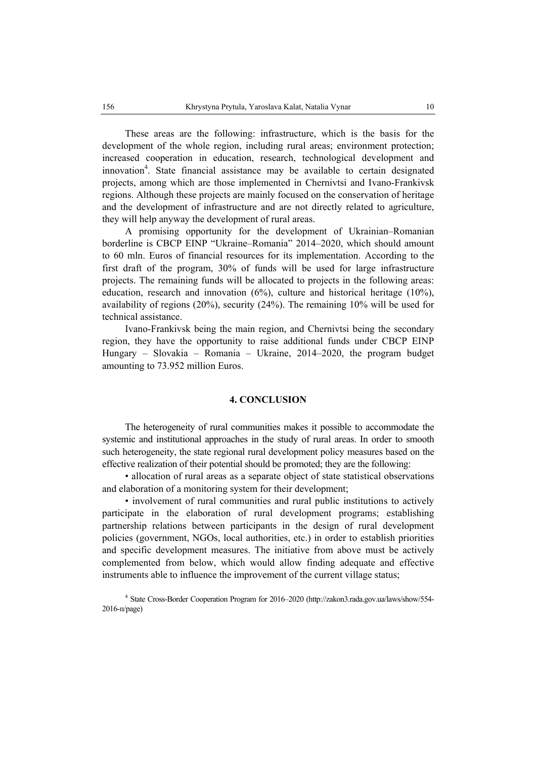These areas are the following: infrastructure, which is the basis for the development of the whole region, including rural areas; environment protection; increased cooperation in education, research, technological development and innovation[4]. State financial assistance may be available to certain designated projects, among which are those implemented in Chernivtsi and Ivano-Frankivsk regions. Although these projects are mainly focused on the conservation of heritage and the development of infrastructure and are not directly related to agriculture, they will help anyway the development of rural areas.

A promising opportunity for the development of Ukrainian–Romanian borderline is CBCP EINP "Ukraine–Romania" 2014–2020, which should amount to 60 mln. Euros of financial resources for its implementation. According to the first draft of the program, 30% of funds will be used for large infrastructure projects. The remaining funds will be allocated to projects in the following areas: education, research and innovation (6%), culture and historical heritage (10%), availability of regions (20%), security (24%). The remaining 10% will be used for technical assistance.

Ivano-Frankivsk being the main region, and Chernivtsi being the secondary region, they have the opportunity to raise additional funds under CBCP EINP Hungary – Slovakia – Romania – Ukraine, 2014–2020, the program budget amounting to 73.952 million Euros.

## 4. CONCLUSION

The heterogeneity of rural communities makes it possible to accommodate the systemic and institutional approaches in the study of rural areas. In order to smooth such heterogeneity, the state regional rural development policy measures based on the effective realization of their potential should be promoted; they are the following:

- allocation of rural areas as a separate object of state statistical observations and elaboration of a monitoring system for their development;
- involvement of rural communities and rural public institutions to actively participate in the elaboration of rural development programs; establishing partnership relations between participants in the design of rural development policies (government, NGOs, local authorities, etc.) in order to establish priorities and specific development measures. The initiative from above must be actively complemented from below, which would allow finding adequate and effective instruments able to influence the improvement of the current village status;

[4] State Cross-Border Cooperation Program for 2016–2020 (http://zakon3.rada.gov.ua/laws/show/554-2016-п/page)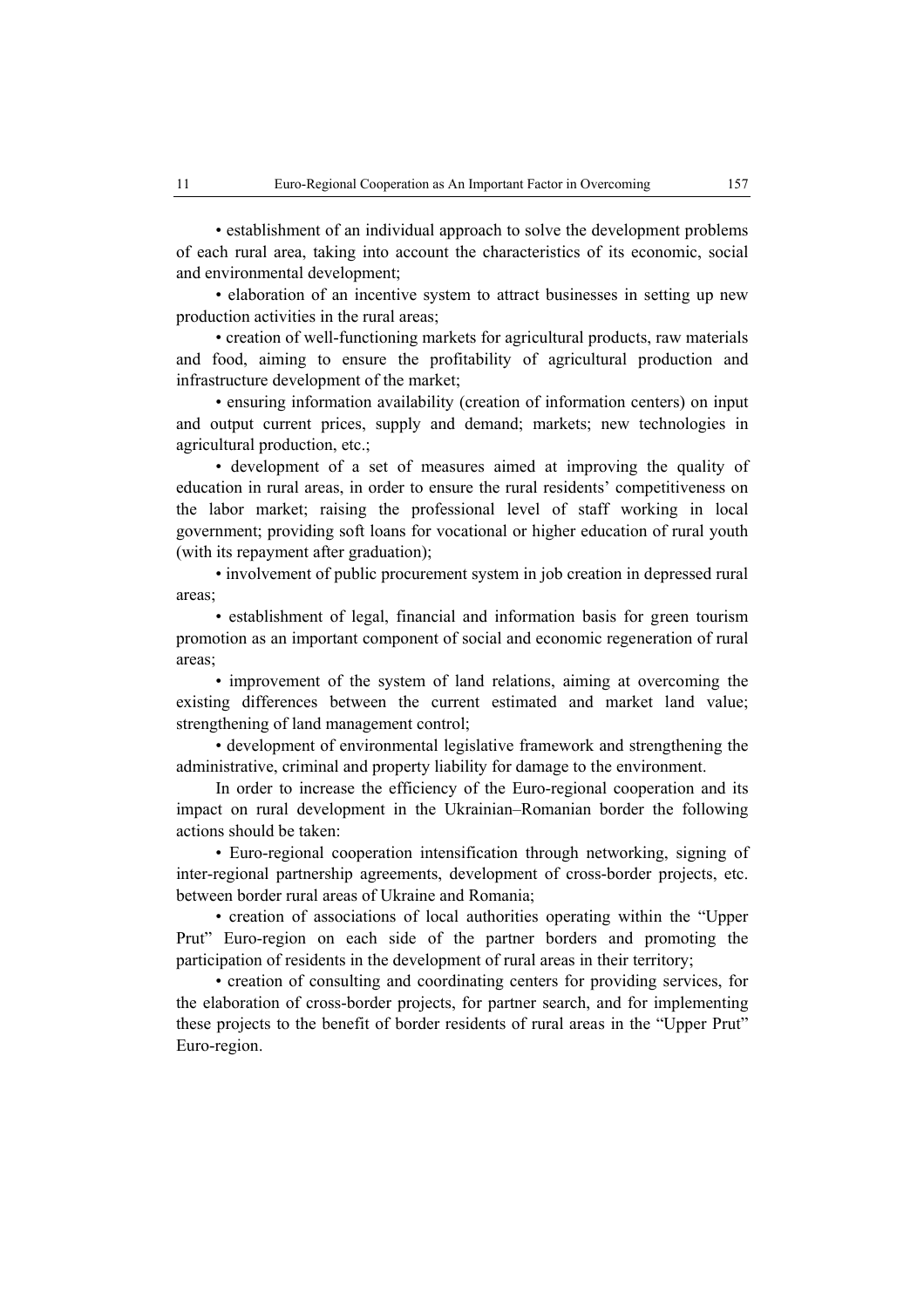• establishment of an individual approach to solve the development problems of each rural area, taking into account the characteristics of its economic, social and environmental development;

• elaboration of an incentive system to attract businesses in setting up new production activities in the rural areas;

• creation of well-functioning markets for agricultural products, raw materials and food, aiming to ensure the profitability of agricultural production and infrastructure development of the market;

• ensuring information availability (creation of information centers) on input and output current prices, supply and demand; markets; new technologies in agricultural production, etc.;

• development of a set of measures aimed at improving the quality of education in rural areas, in order to ensure the rural residents' competitiveness on the labor market; raising the professional level of staff working in local government; providing soft loans for vocational or higher education of rural youth (with its repayment after graduation);

• involvement of public procurement system in job creation in depressed rural areas;

• establishment of legal, financial and information basis for green tourism promotion as an important component of social and economic regeneration of rural areas;

• improvement of the system of land relations, aiming at overcoming the existing differences between the current estimated and market land value; strengthening of land management control;

• development of environmental legislative framework and strengthening the administrative, criminal and property liability for damage to the environment.

In order to increase the efficiency of the Euro-regional cooperation and its impact on rural development in the Ukrainian–Romanian border the following actions should be taken:

• Euro-regional cooperation intensification through networking, signing of inter-regional partnership agreements, development of cross-border projects, etc. between border rural areas of Ukraine and Romania;

• creation of associations of local authorities operating within the "Upper Prut" Euro-region on each side of the partner borders and promoting the participation of residents in the development of rural areas in their territory;

• creation of consulting and coordinating centers for providing services, for the elaboration of cross-border projects, for partner search, and for implementing these projects to the benefit of border residents of rural areas in the "Upper Prut" Euro-region.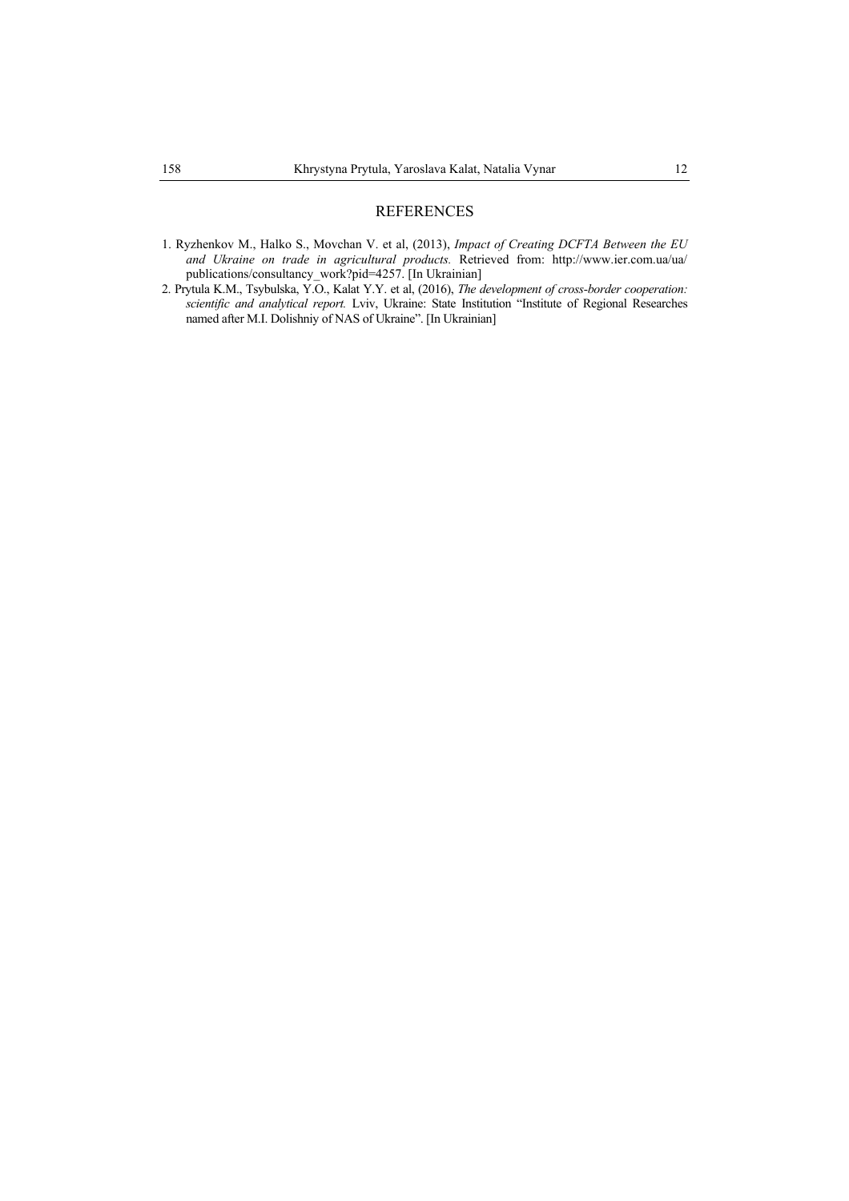## REFERENCES

1. Ryzhenkov M., Halko S., Movchan V. et al, (2013), *Impact of Creating DCFTA Between the EU and Ukraine on trade in agricultural products.* Retrieved from: http://www.ier.com.ua/ua/publications/consultancy_work?pid=4257. [In Ukrainian]
2. Prytula K.M., Tsybulska, Y.O., Kalat Y.Y. et al, (2016), *The development of cross-border cooperation: scientific and analytical report.* Lviv, Ukraine: State Institution "Institute of Regional Researches named after M.I. Dolishniy of NAS of Ukraine". [In Ukrainian]